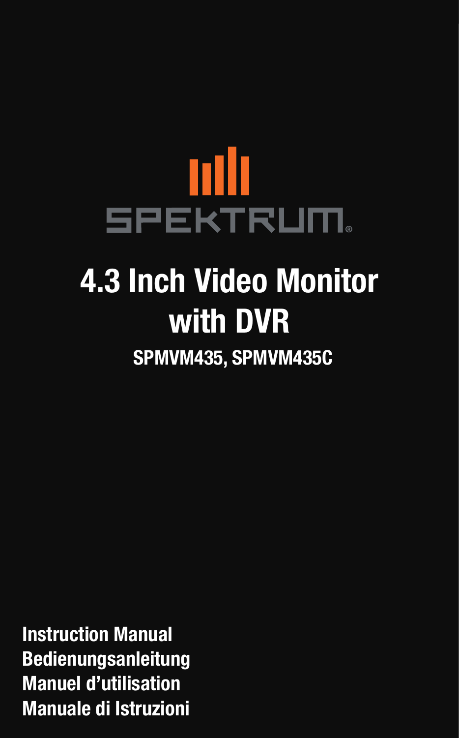SPEKTRUM

# 4.3 Inch Video Monitor with DVR

**SPMVM435, SPMVM435C**

**Instruction Manual**
**Bedienungsanleitung**
**Manuel d'utilisation**
**Manuale di Istruzioni**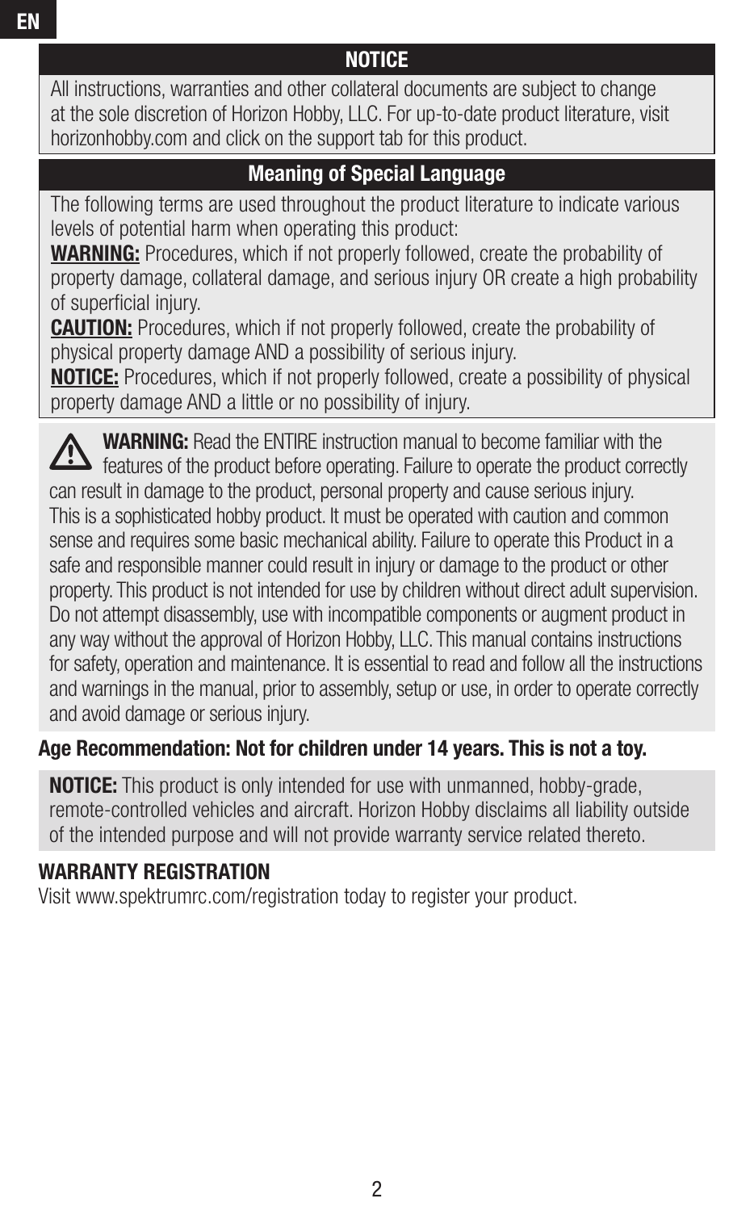EN

## NOTICE

All instructions, warranties and other collateral documents are subject to change at the sole discretion of Horizon Hobby, LLC. For up-to-date product literature, visit horizonhobby.com and click on the support tab for this product.

## Meaning of Special Language

The following terms are used throughout the product literature to indicate various levels of potential harm when operating this product:

**WARNING:** Procedures, which if not properly followed, create the probability of property damage, collateral damage, and serious injury OR create a high probability of superficial injury.

**CAUTION:** Procedures, which if not properly followed, create the probability of physical property damage AND a possibility of serious injury.

**NOTICE:** Procedures, which if not properly followed, create a possibility of physical property damage AND a little or no possibility of injury.

⚠ **WARNING:** Read the ENTIRE instruction manual to become familiar with the features of the product before operating. Failure to operate the product correctly can result in damage to the product, personal property and cause serious injury.

This is a sophisticated hobby product. It must be operated with caution and common sense and requires some basic mechanical ability. Failure to operate this Product in a safe and responsible manner could result in injury or damage to the product or other property. This product is not intended for use by children without direct adult supervision. Do not attempt disassembly, use with incompatible components or augment product in any way without the approval of Horizon Hobby, LLC. This manual contains instructions for safety, operation and maintenance. It is essential to read and follow all the instructions and warnings in the manual, prior to assembly, setup or use, in order to operate correctly and avoid damage or serious injury.

**Age Recommendation: Not for children under 14 years. This is not a toy.**

**NOTICE:** This product is only intended for use with unmanned, hobby-grade, remote-controlled vehicles and aircraft. Horizon Hobby disclaims all liability outside of the intended purpose and will not provide warranty service related thereto.

**WARRANTY REGISTRATION**

Visit www.spektrumrc.com/registration today to register your product.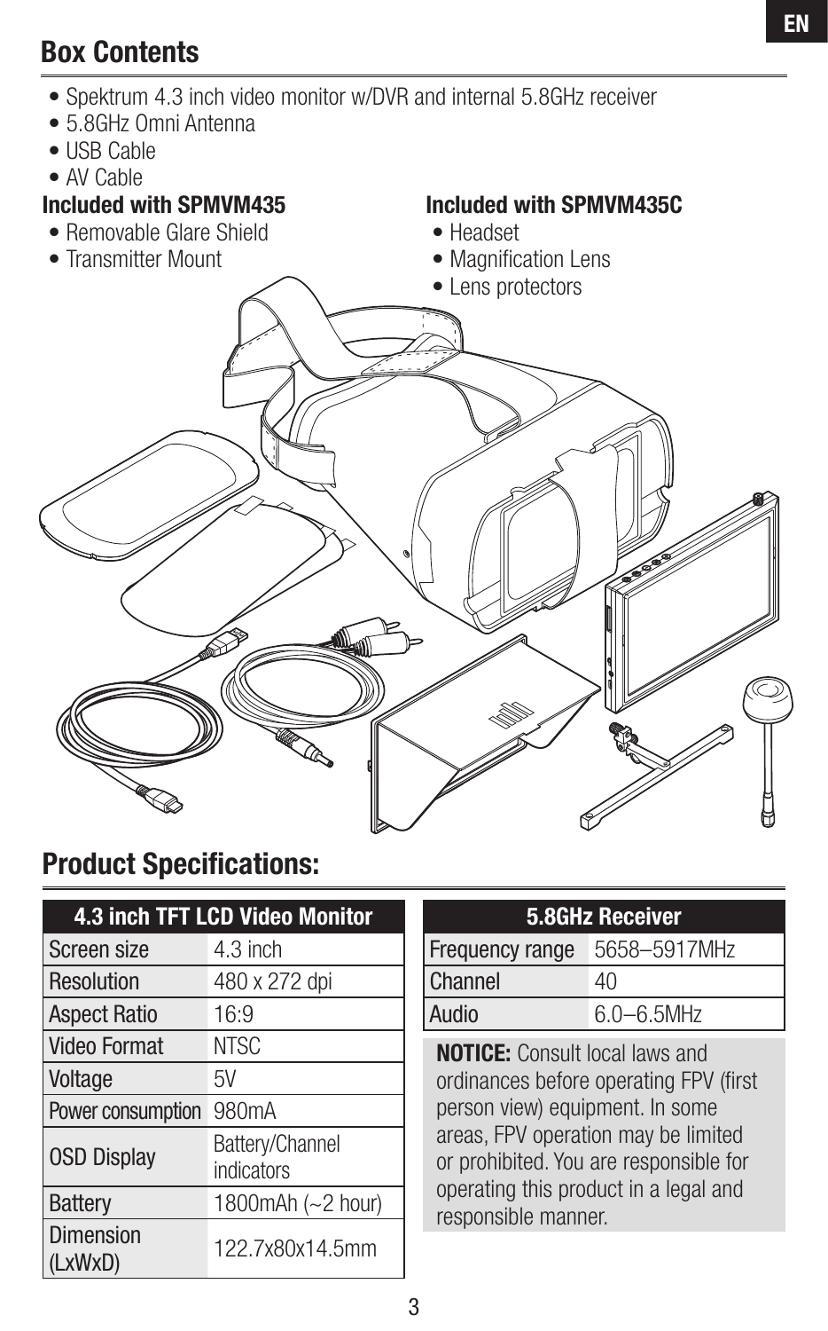## Box Contents

- Spektrum 4.3 inch video monitor w/DVR and internal 5.8GHz receiver
- 5.8GHz Omni Antenna
- USB Cable
- AV Cable

**Included with SPMVM435**

- Removable Glare Shield
- Transmitter Mount

**Included with SPMVM435C**

- Headset
- Magnification Lens
- Lens protectors

## Product Specifications:

| 4.3 inch TFT LCD Video Monitor | |
|---|---|
| Screen size | 4.3 inch |
| Resolution | 480 x 272 dpi |
| Aspect Ratio | 16:9 |
| Video Format | NTSC |
| Voltage | 5V |
| Power consumption | 980mA |
| OSD Display | Battery/Channel indicators |
| Battery | 1800mAh (~2 hour) |
| Dimension (LxWxD) | 122.7x80x14.5mm |

| 5.8GHz Receiver | |
|---|---|
| Frequency range | 5658–5917MHz |
| Channel | 40 |
| Audio | 6.0–6.5MHz |

**NOTICE:** Consult local laws and ordinances before operating FPV (first person view) equipment. In some areas, FPV operation may be limited or prohibited. You are responsible for operating this product in a legal and responsible manner.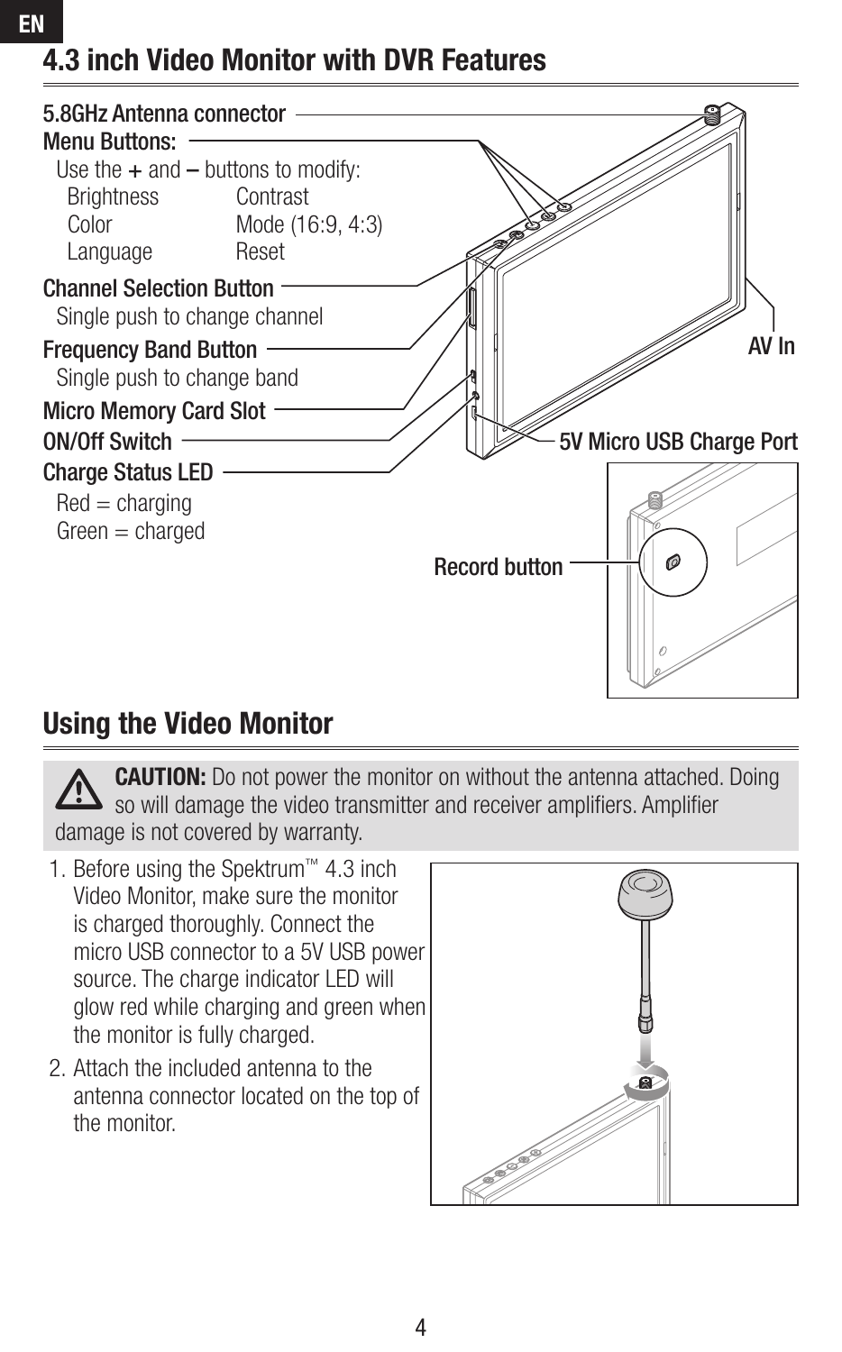# 4.3 inch Video Monitor with DVR Features

**5.8GHz Antenna connector**

**Menu Buttons:**
Use the + and – buttons to modify:

| | |
|---|---|
| Brightness | Contrast |
| Color | Mode (16:9, 4:3) |
| Language | Reset |

**Channel Selection Button**
Single push to change channel

**Frequency Band Button**
Single push to change band

**Micro Memory Card Slot**

**ON/Off Switch**

**Charge Status LED**
Red = charging
Green = charged

**AV In**

**5V Micro USB Charge Port**

**Record button**

## Using the Video Monitor

⚠ **CAUTION:** Do not power the monitor on without the antenna attached. Doing so will damage the video transmitter and receiver amplifiers. Amplifier damage is not covered by warranty.

1. Before using the Spektrum™ 4.3 inch Video Monitor, make sure the monitor is charged thoroughly. Connect the micro USB connector to a 5V USB power source. The charge indicator LED will glow red while charging and green when the monitor is fully charged.
2. Attach the included antenna to the antenna connector located on the top of the monitor.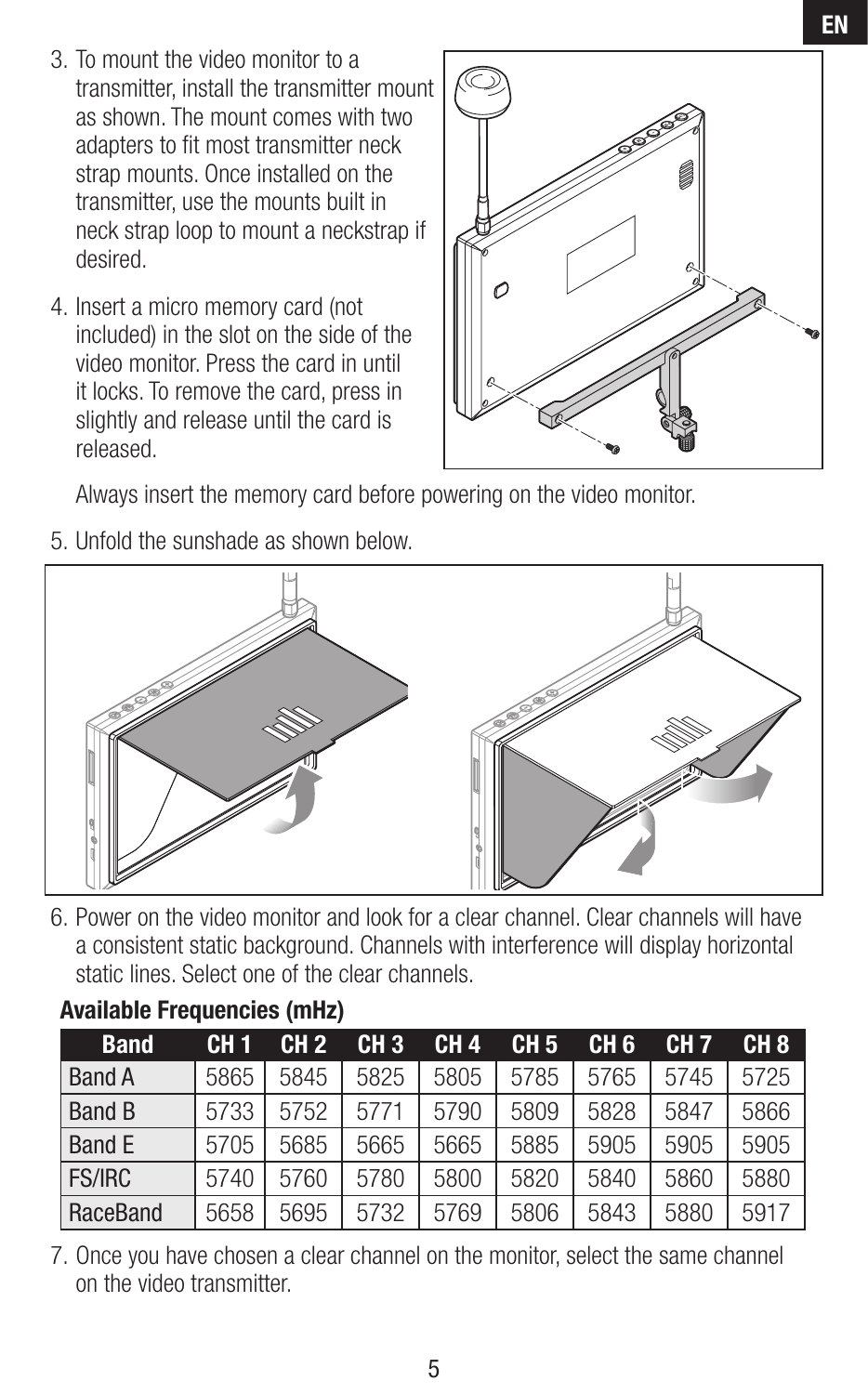3. To mount the video monitor to a transmitter, install the transmitter mount as shown. The mount comes with two adapters to fit most transmitter neck strap mounts. Once installed on the transmitter, use the mounts built in neck strap loop to mount a neckstrap if desired.

4. Insert a micro memory card (not included) in the slot on the side of the video monitor. Press the card in until it locks. To remove the card, press in slightly and release until the card is released.

   Always insert the memory card before powering on the video monitor.

5. Unfold the sunshade as shown below.

6. Power on the video monitor and look for a clear channel. Clear channels will have a consistent static background. Channels with interference will display horizontal static lines. Select one of the clear channels.

**Available Frequencies (mHz)**

| Band | CH 1 | CH 2 | CH 3 | CH 4 | CH 5 | CH 6 | CH 7 | CH 8 |
|---|---|---|---|---|---|---|---|---|
| Band A | 5865 | 5845 | 5825 | 5805 | 5785 | 5765 | 5745 | 5725 |
| Band B | 5733 | 5752 | 5771 | 5790 | 5809 | 5828 | 5847 | 5866 |
| Band E | 5705 | 5685 | 5665 | 5665 | 5885 | 5905 | 5905 | 5905 |
| FS/IRC | 5740 | 5760 | 5780 | 5800 | 5820 | 5840 | 5860 | 5880 |
| RaceBand | 5658 | 5695 | 5732 | 5769 | 5806 | 5843 | 5880 | 5917 |

7. Once you have chosen a clear channel on the monitor, select the same channel on the video transmitter.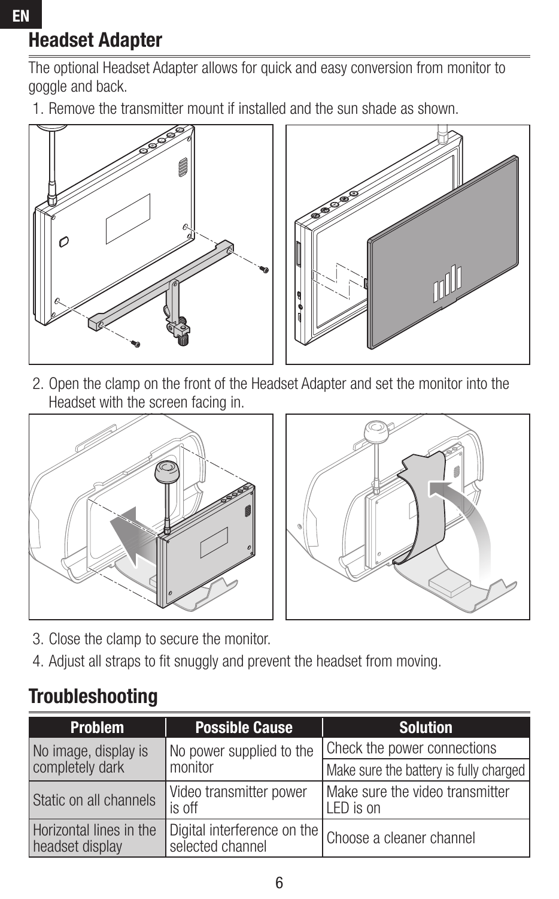## Headset Adapter

The optional Headset Adapter allows for quick and easy conversion from monitor to goggle and back.

1. Remove the transmitter mount if installed and the sun shade as shown.
2. Open the clamp on the front of the Headset Adapter and set the monitor into the Headset with the screen facing in.
3. Close the clamp to secure the monitor.
4. Adjust all straps to fit snuggly and prevent the headset from moving.

## Troubleshooting

| Problem | Possible Cause | Solution |
|---|---|---|
| No image, display is completely dark | No power supplied to the monitor | Check the power connections |
| | | Make sure the battery is fully charged |
| Static on all channels | Video transmitter power is off | Make sure the video transmitter LED is on |
| Horizontal lines in the headset display | Digital interference on the selected channel | Choose a cleaner channel |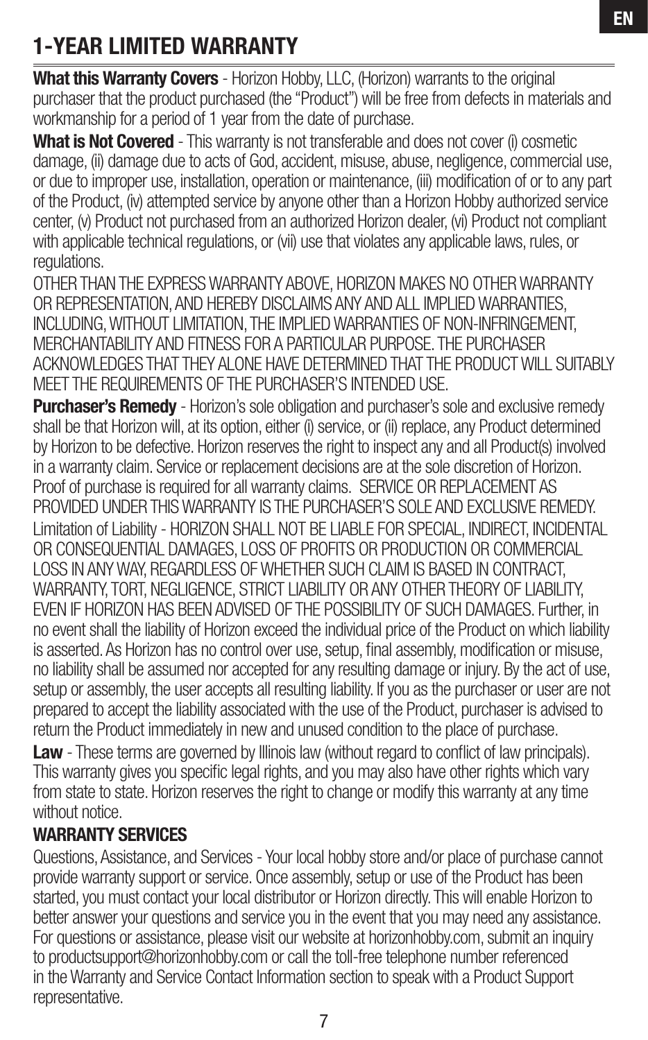# 1-YEAR LIMITED WARRANTY

**What this Warranty Covers** - Horizon Hobby, LLC, (Horizon) warrants to the original purchaser that the product purchased (the "Product") will be free from defects in materials and workmanship for a period of 1 year from the date of purchase.

**What is Not Covered** - This warranty is not transferable and does not cover (i) cosmetic damage, (ii) damage due to acts of God, accident, misuse, abuse, negligence, commercial use, or due to improper use, installation, operation or maintenance, (iii) modification of or to any part of the Product, (iv) attempted service by anyone other than a Horizon Hobby authorized service center, (v) Product not purchased from an authorized Horizon dealer, (vi) Product not compliant with applicable technical regulations, or (vii) use that violates any applicable laws, rules, or regulations.

OTHER THAN THE EXPRESS WARRANTY ABOVE, HORIZON MAKES NO OTHER WARRANTY OR REPRESENTATION, AND HEREBY DISCLAIMS ANY AND ALL IMPLIED WARRANTIES, INCLUDING, WITHOUT LIMITATION, THE IMPLIED WARRANTIES OF NON-INFRINGEMENT, MERCHANTABILITY AND FITNESS FOR A PARTICULAR PURPOSE. THE PURCHASER ACKNOWLEDGES THAT THEY ALONE HAVE DETERMINED THAT THE PRODUCT WILL SUITABLY MEET THE REQUIREMENTS OF THE PURCHASER'S INTENDED USE.

**Purchaser's Remedy** - Horizon's sole obligation and purchaser's sole and exclusive remedy shall be that Horizon will, at its option, either (i) service, or (ii) replace, any Product determined by Horizon to be defective. Horizon reserves the right to inspect any and all Product(s) involved in a warranty claim. Service or replacement decisions are at the sole discretion of Horizon. Proof of purchase is required for all warranty claims. SERVICE OR REPLACEMENT AS PROVIDED UNDER THIS WARRANTY IS THE PURCHASER'S SOLE AND EXCLUSIVE REMEDY.

Limitation of Liability - HORIZON SHALL NOT BE LIABLE FOR SPECIAL, INDIRECT, INCIDENTAL OR CONSEQUENTIAL DAMAGES, LOSS OF PROFITS OR PRODUCTION OR COMMERCIAL LOSS IN ANY WAY, REGARDLESS OF WHETHER SUCH CLAIM IS BASED IN CONTRACT, WARRANTY, TORT, NEGLIGENCE, STRICT LIABILITY OR ANY OTHER THEORY OF LIABILITY, EVEN IF HORIZON HAS BEEN ADVISED OF THE POSSIBILITY OF SUCH DAMAGES. Further, in no event shall the liability of Horizon exceed the individual price of the Product on which liability is asserted. As Horizon has no control over use, setup, final assembly, modification or misuse, no liability shall be assumed nor accepted for any resulting damage or injury. By the act of use, setup or assembly, the user accepts all resulting liability. If you as the purchaser or user are not prepared to accept the liability associated with the use of the Product, purchaser is advised to return the Product immediately in new and unused condition to the place of purchase.

**Law** - These terms are governed by Illinois law (without regard to conflict of law principals). This warranty gives you specific legal rights, and you may also have other rights which vary from state to state. Horizon reserves the right to change or modify this warranty at any time without notice.

## WARRANTY SERVICES

Questions, Assistance, and Services - Your local hobby store and/or place of purchase cannot provide warranty support or service. Once assembly, setup or use of the Product has been started, you must contact your local distributor or Horizon directly. This will enable Horizon to better answer your questions and service you in the event that you may need any assistance. For questions or assistance, please visit our website at horizonhobby.com, submit an inquiry to productsupport@horizonhobby.com or call the toll-free telephone number referenced in the Warranty and Service Contact Information section to speak with a Product Support representative.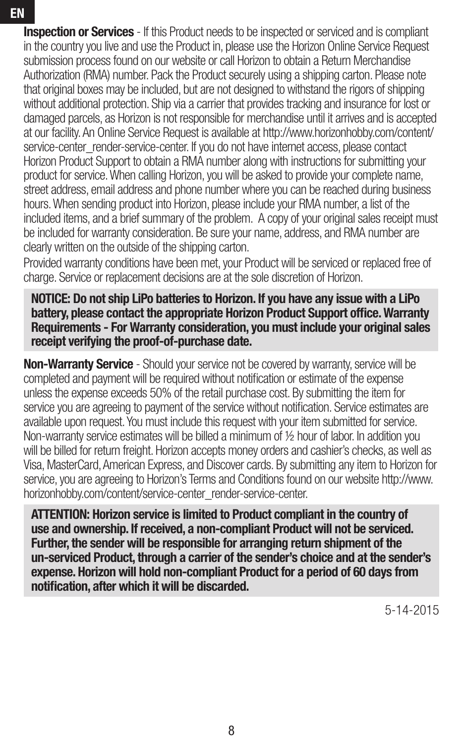**Inspection or Services** - If this Product needs to be inspected or serviced and is compliant in the country you live and use the Product in, please use the Horizon Online Service Request submission process found on our website or call Horizon to obtain a Return Merchandise Authorization (RMA) number. Pack the Product securely using a shipping carton. Please note that original boxes may be included, but are not designed to withstand the rigors of shipping without additional protection. Ship via a carrier that provides tracking and insurance for lost or damaged parcels, as Horizon is not responsible for merchandise until it arrives and is accepted at our facility. An Online Service Request is available at http://www.horizonhobby.com/content/service-center_render-service-center. If you do not have internet access, please contact Horizon Product Support to obtain a RMA number along with instructions for submitting your product for service. When calling Horizon, you will be asked to provide your complete name, street address, email address and phone number where you can be reached during business hours. When sending product into Horizon, please include your RMA number, a list of the included items, and a brief summary of the problem. A copy of your original sales receipt must be included for warranty consideration. Be sure your name, address, and RMA number are clearly written on the outside of the shipping carton.

Provided warranty conditions have been met, your Product will be serviced or replaced free of charge. Service or replacement decisions are at the sole discretion of Horizon.

**NOTICE: Do not ship LiPo batteries to Horizon. If you have any issue with a LiPo battery, please contact the appropriate Horizon Product Support office. Warranty Requirements - For Warranty consideration, you must include your original sales receipt verifying the proof-of-purchase date.**

**Non-Warranty Service** - Should your service not be covered by warranty, service will be completed and payment will be required without notification or estimate of the expense unless the expense exceeds 50% of the retail purchase cost. By submitting the item for service you are agreeing to payment of the service without notification. Service estimates are available upon request. You must include this request with your item submitted for service. Non-warranty service estimates will be billed a minimum of ½ hour of labor. In addition you will be billed for return freight. Horizon accepts money orders and cashier's checks, as well as Visa, MasterCard, American Express, and Discover cards. By submitting any item to Horizon for service, you are agreeing to Horizon's Terms and Conditions found on our website http://www.horizonhobby.com/content/service-center_render-service-center.

**ATTENTION: Horizon service is limited to Product compliant in the country of use and ownership. If received, a non-compliant Product will not be serviced. Further, the sender will be responsible for arranging return shipment of the un-serviced Product, through a carrier of the sender's choice and at the sender's expense. Horizon will hold non-compliant Product for a period of 60 days from notification, after which it will be discarded.**

5-14-2015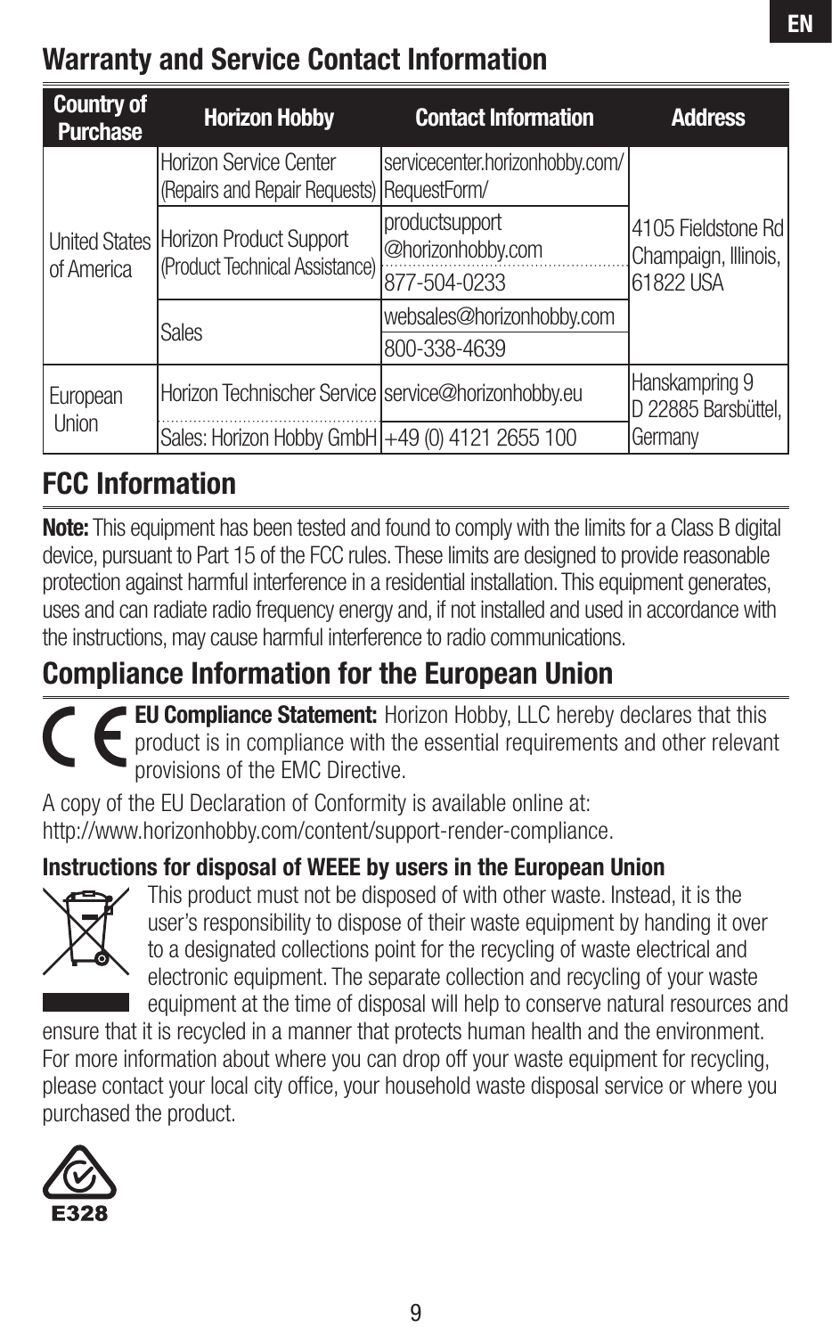## Warranty and Service Contact Information

| Country of Purchase | Horizon Hobby | Contact Information | Address |
|---|---|---|---|
| United States of America | Horizon Service Center (Repairs and Repair Requests) | servicecenter.horizonhobby.com/RequestForm/ | 4105 Fieldstone Rd Champaign, Illinois, 61822 USA |
| | Horizon Product Support (Product Technical Assistance) | productsupport@horizonhobby.com | |
| | | 877-504-0233 | |
| | Sales | websales@horizonhobby.com | |
| | | 800-338-4639 | |
| European Union | Horizon Technischer Service | service@horizonhobby.eu | Hanskampring 9 D 22885 Barsbüttel, Germany |
| | Sales: Horizon Hobby GmbH | +49 (0) 4121 2655 100 | |

## FCC Information

**Note:** This equipment has been tested and found to comply with the limits for a Class B digital device, pursuant to Part 15 of the FCC rules. These limits are designed to provide reasonable protection against harmful interference in a residential installation. This equipment generates, uses and can radiate radio frequency energy and, if not installed and used in accordance with the instructions, may cause harmful interference to radio communications.

## Compliance Information for the European Union

**EU Compliance Statement:** Horizon Hobby, LLC hereby declares that this product is in compliance with the essential requirements and other relevant provisions of the EMC Directive.

A copy of the EU Declaration of Conformity is available online at: http://www.horizonhobby.com/content/support-render-compliance.

### Instructions for disposal of WEEE by users in the European Union

This product must not be disposed of with other waste. Instead, it is the user's responsibility to dispose of their waste equipment by handing it over to a designated collections point for the recycling of waste electrical and electronic equipment. The separate collection and recycling of your waste equipment at the time of disposal will help to conserve natural resources and ensure that it is recycled in a manner that protects human health and the environment. For more information about where you can drop off your waste equipment for recycling, please contact your local city office, your household waste disposal service or where you purchased the product.

E328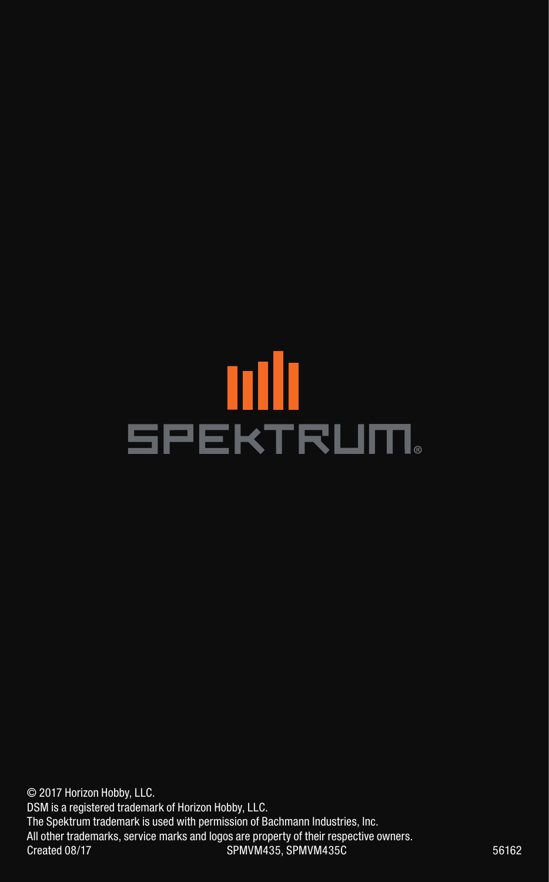SPEKTRUM®

© 2017 Horizon Hobby, LLC.
DSM is a registered trademark of Horizon Hobby, LLC.
The Spektrum trademark is used with permission of Bachmann Industries, Inc.
All other trademarks, service marks and logos are property of their respective owners.
Created 08/17 SPMVM435, SPMVM435C 56162